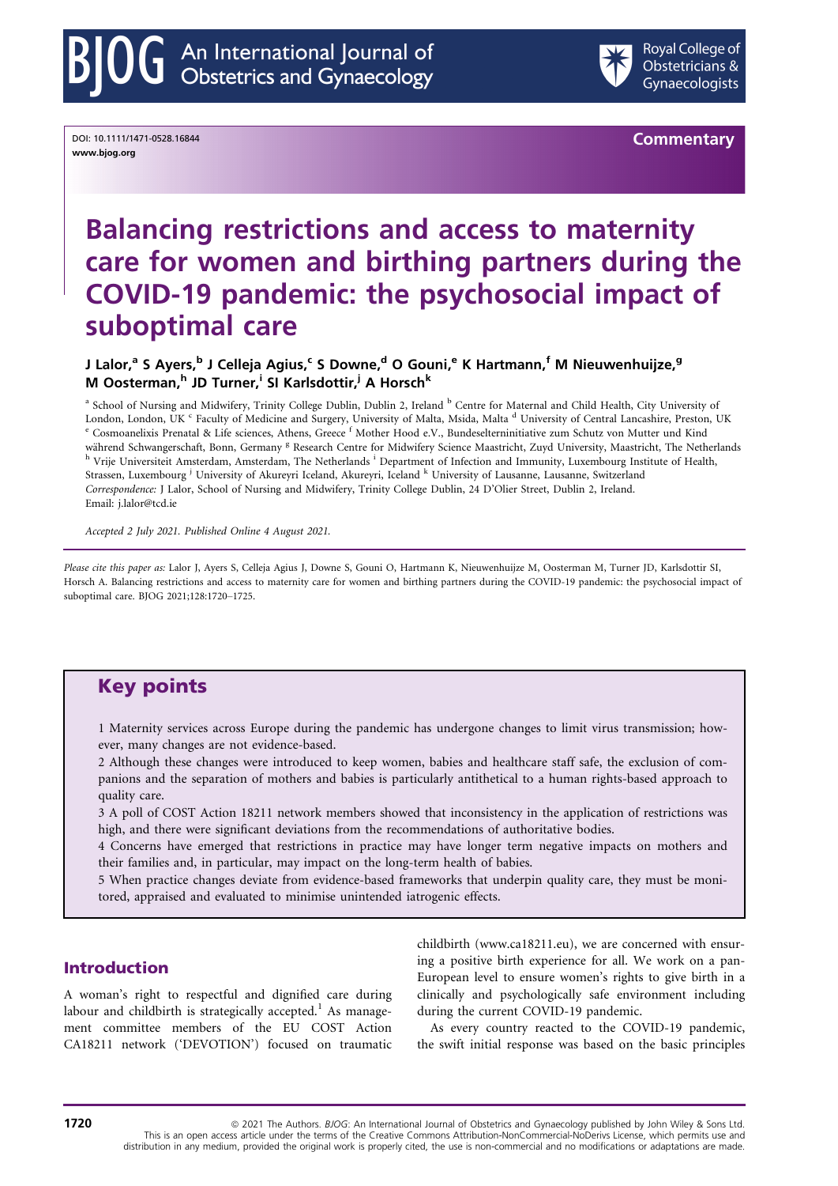DOI: 10.1111/1471-0528.16844
www.bjog.org

**Commentary**

# Balancing restrictions and access to maternity care for women and birthing partners during the COVID-19 pandemic: the psychosocial impact of suboptimal care

**J Lalor,[a] S Ayers,[b] J Celleja Agius,[c] S Downe,[d] O Gouni,[e] K Hartmann,[f] M Nieuwenhuijze,[g] M Oosterman,[h] JD Turner,[i] SI Karlsdottir,[j] A Horsch[k]**

[a] School of Nursing and Midwifery, Trinity College Dublin, Dublin 2, Ireland [b] Centre for Maternal and Child Health, City University of London, London, UK [c] Faculty of Medicine and Surgery, University of Malta, Msida, Malta [d] University of Central Lancashire, Preston, UK [e] Cosmoanelixis Prenatal & Life sciences, Athens, Greece [f] Mother Hood e.V., Bundeselterninitiative zum Schutz von Mutter und Kind während Schwangerschaft, Bonn, Germany [g] Research Centre for Midwifery Science Maastricht, Zuyd University, Maastricht, The Netherlands [h] Vrije Universiteit Amsterdam, Amsterdam, The Netherlands [i] Department of Infection and Immunity, Luxembourg Institute of Health, Strassen, Luxembourg [j] University of Akureyri Iceland, Akureyri, Iceland [k] University of Lausanne, Lausanne, Switzerland

*Correspondence:* J Lalor, School of Nursing and Midwifery, Trinity College Dublin, 24 D'Olier Street, Dublin 2, Ireland. Email: j.lalor@tcd.ie

*Accepted 2 July 2021. Published Online 4 August 2021.*

*Please cite this paper as:* Lalor J, Ayers S, Celleja Agius J, Downe S, Gouni O, Hartmann K, Nieuwenhuijze M, Oosterman M, Turner JD, Karlsdottir SI, Horsch A. Balancing restrictions and access to maternity care for women and birthing partners during the COVID-19 pandemic: the psychosocial impact of suboptimal care. BJOG 2021;128:1720–1725.

## Key points

1 Maternity services across Europe during the pandemic has undergone changes to limit virus transmission; however, many changes are not evidence-based.

2 Although these changes were introduced to keep women, babies and healthcare staff safe, the exclusion of companions and the separation of mothers and babies is particularly antithetical to a human rights-based approach to quality care.

3 A poll of COST Action 18211 network members showed that inconsistency in the application of restrictions was high, and there were significant deviations from the recommendations of authoritative bodies.

4 Concerns have emerged that restrictions in practice may have longer term negative impacts on mothers and their families and, in particular, may impact on the long-term health of babies.

5 When practice changes deviate from evidence-based frameworks that underpin quality care, they must be monitored, appraised and evaluated to minimise unintended iatrogenic effects.

## Introduction

A woman's right to respectful and dignified care during labour and childbirth is strategically accepted.[1] As management committee members of the EU COST Action CA18211 network ('DEVOTION') focused on traumatic childbirth (www.ca18211.eu), we are concerned with ensuring a positive birth experience for all. We work on a pan-European level to ensure women's rights to give birth in a clinically and psychologically safe environment including during the current COVID-19 pandemic.

As every country reacted to the COVID-19 pandemic, the swift initial response was based on the basic principles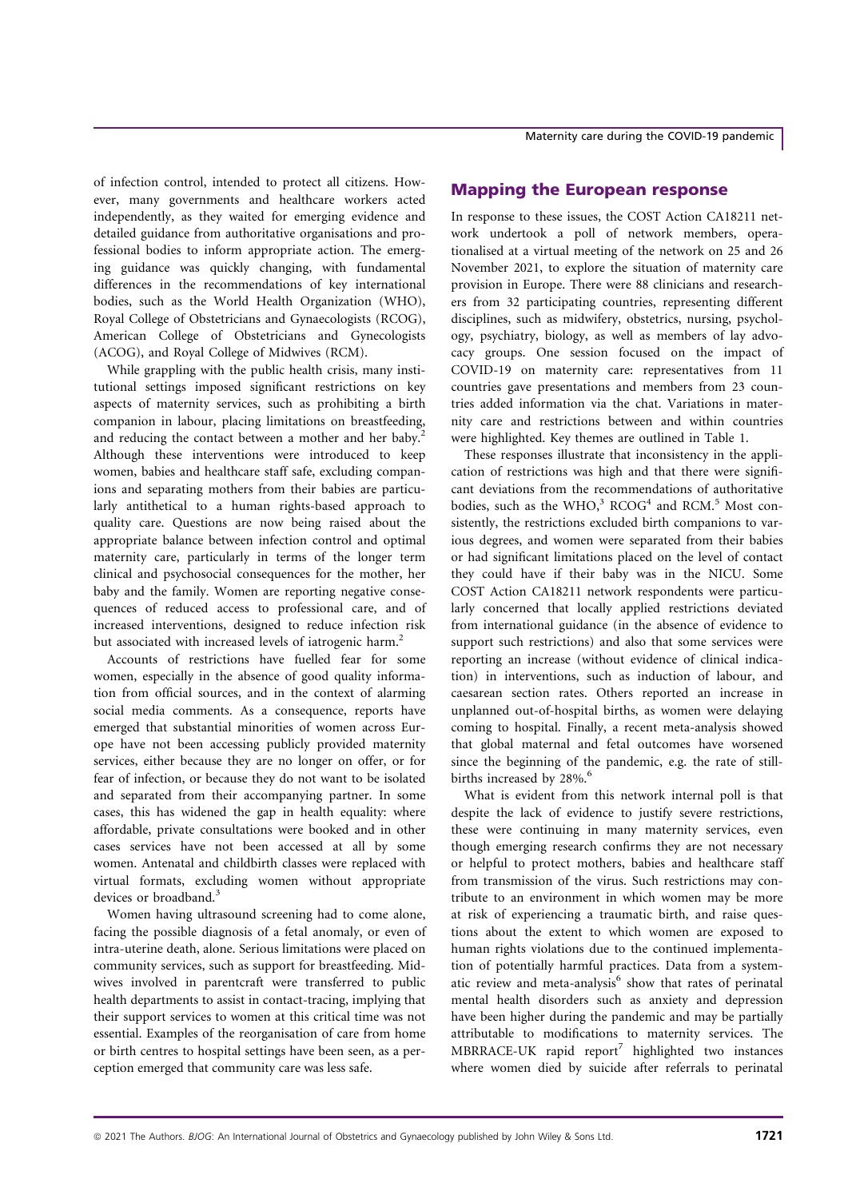of infection control, intended to protect all citizens. However, many governments and healthcare workers acted independently, as they waited for emerging evidence and detailed guidance from authoritative organisations and professional bodies to inform appropriate action. The emerging guidance was quickly changing, with fundamental differences in the recommendations of key international bodies, such as the World Health Organization (WHO), Royal College of Obstetricians and Gynaecologists (RCOG), American College of Obstetricians and Gynecologists (ACOG), and Royal College of Midwives (RCM).

While grappling with the public health crisis, many institutional settings imposed significant restrictions on key aspects of maternity services, such as prohibiting a birth companion in labour, placing limitations on breastfeeding, and reducing the contact between a mother and her baby.[2] Although these interventions were introduced to keep women, babies and healthcare staff safe, excluding companions and separating mothers from their babies are particularly antithetical to a human rights-based approach to quality care. Questions are now being raised about the appropriate balance between infection control and optimal maternity care, particularly in terms of the longer term clinical and psychosocial consequences for the mother, her baby and the family. Women are reporting negative consequences of reduced access to professional care, and of increased interventions, designed to reduce infection risk but associated with increased levels of iatrogenic harm.[2]

Accounts of restrictions have fuelled fear for some women, especially in the absence of good quality information from official sources, and in the context of alarming social media comments. As a consequence, reports have emerged that substantial minorities of women across Europe have not been accessing publicly provided maternity services, either because they are no longer on offer, or for fear of infection, or because they do not want to be isolated and separated from their accompanying partner. In some cases, this has widened the gap in health equality: where affordable, private consultations were booked and in other cases services have not been accessed at all by some women. Antenatal and childbirth classes were replaced with virtual formats, excluding women without appropriate devices or broadband.[3]

Women having ultrasound screening had to come alone, facing the possible diagnosis of a fetal anomaly, or even of intra-uterine death, alone. Serious limitations were placed on community services, such as support for breastfeeding. Midwives involved in parentcraft were transferred to public health departments to assist in contact-tracing, implying that their support services to women at this critical time was not essential. Examples of the reorganisation of care from home or birth centres to hospital settings have been seen, as a perception emerged that community care was less safe.

## Mapping the European response

In response to these issues, the COST Action CA18211 network undertook a poll of network members, operationalised at a virtual meeting of the network on 25 and 26 November 2021, to explore the situation of maternity care provision in Europe. There were 88 clinicians and researchers from 32 participating countries, representing different disciplines, such as midwifery, obstetrics, nursing, psychology, psychiatry, biology, as well as members of lay advocacy groups. One session focused on the impact of COVID-19 on maternity care: representatives from 11 countries gave presentations and members from 23 countries added information via the chat. Variations in maternity care and restrictions between and within countries were highlighted. Key themes are outlined in Table 1.

These responses illustrate that inconsistency in the application of restrictions was high and that there were significant deviations from the recommendations of authoritative bodies, such as the WHO,[3] RCOG[4] and RCM.[5] Most consistently, the restrictions excluded birth companions to various degrees, and women were separated from their babies or had significant limitations placed on the level of contact they could have if their baby was in the NICU. Some COST Action CA18211 network respondents were particularly concerned that locally applied restrictions deviated from international guidance (in the absence of evidence to support such restrictions) and also that some services were reporting an increase (without evidence of clinical indication) in interventions, such as induction of labour, and caesarean section rates. Others reported an increase in unplanned out-of-hospital births, as women were delaying coming to hospital. Finally, a recent meta-analysis showed that global maternal and fetal outcomes have worsened since the beginning of the pandemic, e.g. the rate of stillbirths increased by 28%.[6]

What is evident from this network internal poll is that despite the lack of evidence to justify severe restrictions, these were continuing in many maternity services, even though emerging research confirms they are not necessary or helpful to protect mothers, babies and healthcare staff from transmission of the virus. Such restrictions may contribute to an environment in which women may be more at risk of experiencing a traumatic birth, and raise questions about the extent to which women are exposed to human rights violations due to the continued implementation of potentially harmful practices. Data from a systematic review and meta-analysis[6] show that rates of perinatal mental health disorders such as anxiety and depression have been higher during the pandemic and may be partially attributable to modifications to maternity services. The MBRRACE-UK rapid report[7] highlighted two instances where women died by suicide after referrals to perinatal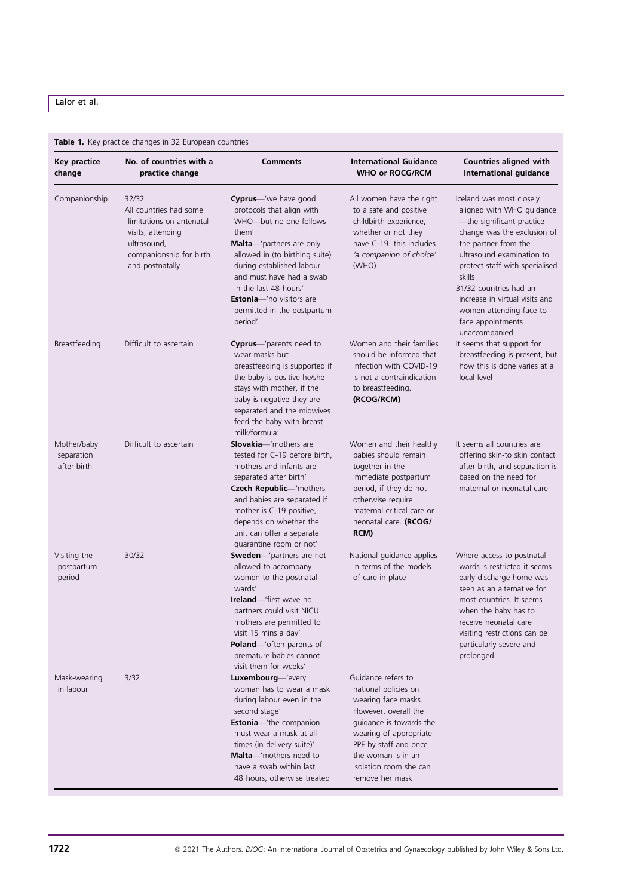**Table 1.** Key practice changes in 32 European countries

| Key practice change | No. of countries with a practice change | Comments | International Guidance WHO or ROCG/RCM | Countries aligned with International guidance |
|---|---|---|---|---|
| Companionship | 32/32 All countries had some limitations on antenatal visits, attending ultrasound, companionship for birth and postnatally | **Cyprus**—'we have good protocols that align with WHO—but no one follows them' **Malta**—'partners are only allowed in (to birthing suite) during established labour and must have had a swab in the last 48 hours' **Estonia**—'no visitors are permitted in the postpartum period' | All women have the right to a safe and positive childbirth experience, whether or not they have C-19- this includes *'a companion of choice'* (WHO) | Iceland was most closely aligned with WHO guidance —the significant practice change was the exclusion of the partner from the ultrasound examination to protect staff with specialised skills 31/32 countries had an increase in virtual visits and women attending face to face appointments unaccompanied |
| Breastfeeding | Difficult to ascertain | **Cyprus**—'parents need to wear masks but breastfeeding is supported if the baby is positive he/she stays with mother, if the baby is negative they are separated and the midwives feed the baby with breast milk/formula' | Women and their families should be informed that infection with COVID-19 is not a contraindication to breastfeeding. **(RCOG/RCM)** | It seems that support for breastfeeding is present, but how this is done varies at a local level |
| Mother/baby separation after birth | Difficult to ascertain | **Slovakia**—'mothers are tested for C-19 before birth, mothers and infants are separated after birth' **Czech Republic**—'mothers and babies are separated if mother is C-19 positive, depends on whether the unit can offer a separate quarantine room or not' | Women and their healthy babies should remain together in the immediate postpartum period, if they do not otherwise require maternal critical care or neonatal care. **(RCOG/RCM)** | It seems all countries are offering skin-to skin contact after birth, and separation is based on the need for maternal or neonatal care |
| Visiting the postpartum period | 30/32 | **Sweden**—'partners are not allowed to accompany women to the postnatal wards' **Ireland**—'first wave no partners could visit NICU mothers are permitted to visit 15 mins a day' **Poland**—'often parents of premature babies cannot visit them for weeks' | National guidance applies in terms of the models of care in place | Where access to postnatal wards is restricted it seems early discharge home was seen as an alternative for most countries. It seems when the baby has to receive neonatal care visiting restrictions can be particularly severe and prolonged |
| Mask-wearing in labour | 3/32 | **Luxembourg**—'every woman has to wear a mask during labour even in the second stage' **Estonia**—'the companion must wear a mask at all times (in delivery suite)' **Malta**—'mothers need to have a swab within last 48 hours, otherwise treated | Guidance refers to national policies on wearing face masks. However, overall the guidance is towards the wearing of appropriate PPE by staff and once the woman is in an isolation room she can remove her mask | |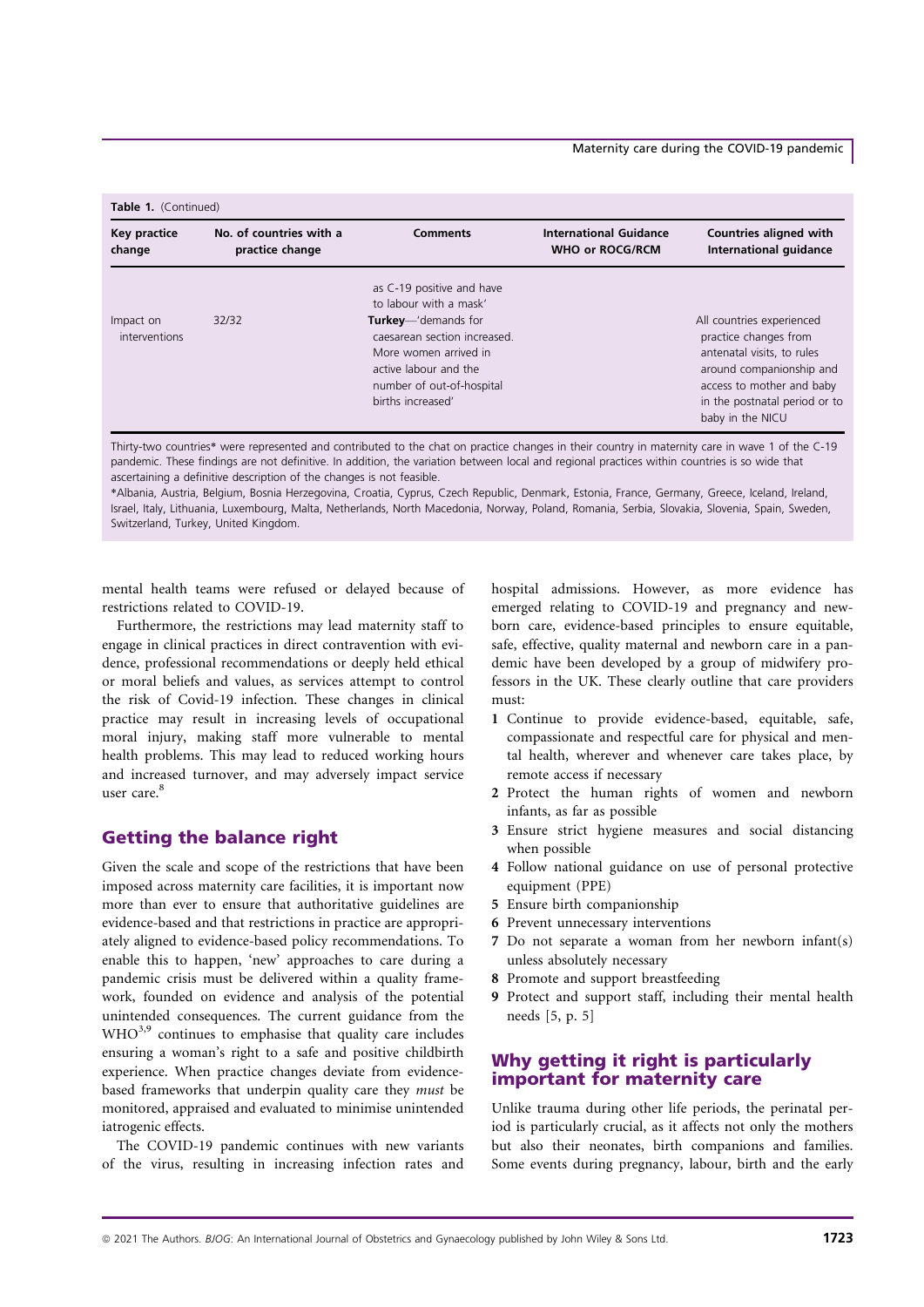**Table 1.** (Continued)

| Key practice change | No. of countries with a practice change | Comments | International Guidance WHO or ROCG/RCM | Countries aligned with International guidance |
|---|---|---|---|---|
| | | as C-19 positive and have to labour with a mask' | | |
| Impact on interventions | 32/32 | **Turkey**—'demands for caesarean section increased. More women arrived in active labour and the number of out-of-hospital births increased' | | All countries experienced practice changes from antenatal visits, to rules around companionship and access to mother and baby in the postnatal period or to baby in the NICU |

Thirty-two countries* were represented and contributed to the chat on practice changes in their country in maternity care in wave 1 of the C-19 pandemic. These findings are not definitive. In addition, the variation between local and regional practices within countries is so wide that ascertaining a definitive description of the changes is not feasible.

*Albania, Austria, Belgium, Bosnia Herzegovina, Croatia, Cyprus, Czech Republic, Denmark, Estonia, France, Germany, Greece, Iceland, Ireland, Israel, Italy, Lithuania, Luxembourg, Malta, Netherlands, North Macedonia, Norway, Poland, Romania, Serbia, Slovakia, Slovenia, Spain, Sweden, Switzerland, Turkey, United Kingdom.

mental health teams were refused or delayed because of restrictions related to COVID-19.

Furthermore, the restrictions may lead maternity staff to engage in clinical practices in direct contravention with evidence, professional recommendations or deeply held ethical or moral beliefs and values, as services attempt to control the risk of Covid-19 infection. These changes in clinical practice may result in increasing levels of occupational moral injury, making staff more vulnerable to mental health problems. This may lead to reduced working hours and increased turnover, and may adversely impact service user care.[8]

## Getting the balance right

Given the scale and scope of the restrictions that have been imposed across maternity care facilities, it is important now more than ever to ensure that authoritative guidelines are evidence-based and that restrictions in practice are appropriately aligned to evidence-based policy recommendations. To enable this to happen, 'new' approaches to care during a pandemic crisis must be delivered within a quality framework, founded on evidence and analysis of the potential unintended consequences. The current guidance from the WHO[3,9] continues to emphasise that quality care includes ensuring a woman's right to a safe and positive childbirth experience. When practice changes deviate from evidence-based frameworks that underpin quality care they *must* be monitored, appraised and evaluated to minimise unintended iatrogenic effects.

The COVID-19 pandemic continues with new variants of the virus, resulting in increasing infection rates and hospital admissions. However, as more evidence has emerged relating to COVID-19 and pregnancy and newborn care, evidence-based principles to ensure equitable, safe, effective, quality maternal and newborn care in a pandemic have been developed by a group of midwifery professors in the UK. These clearly outline that care providers must:

1. Continue to provide evidence-based, equitable, safe, compassionate and respectful care for physical and mental health, wherever and whenever care takes place, by remote access if necessary
2. Protect the human rights of women and newborn infants, as far as possible
3. Ensure strict hygiene measures and social distancing when possible
4. Follow national guidance on use of personal protective equipment (PPE)
5. Ensure birth companionship
6. Prevent unnecessary interventions
7. Do not separate a woman from her newborn infant(s) unless absolutely necessary
8. Promote and support breastfeeding
9. Protect and support staff, including their mental health needs [5, p. 5]

## Why getting it right is particularly important for maternity care

Unlike trauma during other life periods, the perinatal period is particularly crucial, as it affects not only the mothers but also their neonates, birth companions and families. Some events during pregnancy, labour, birth and the early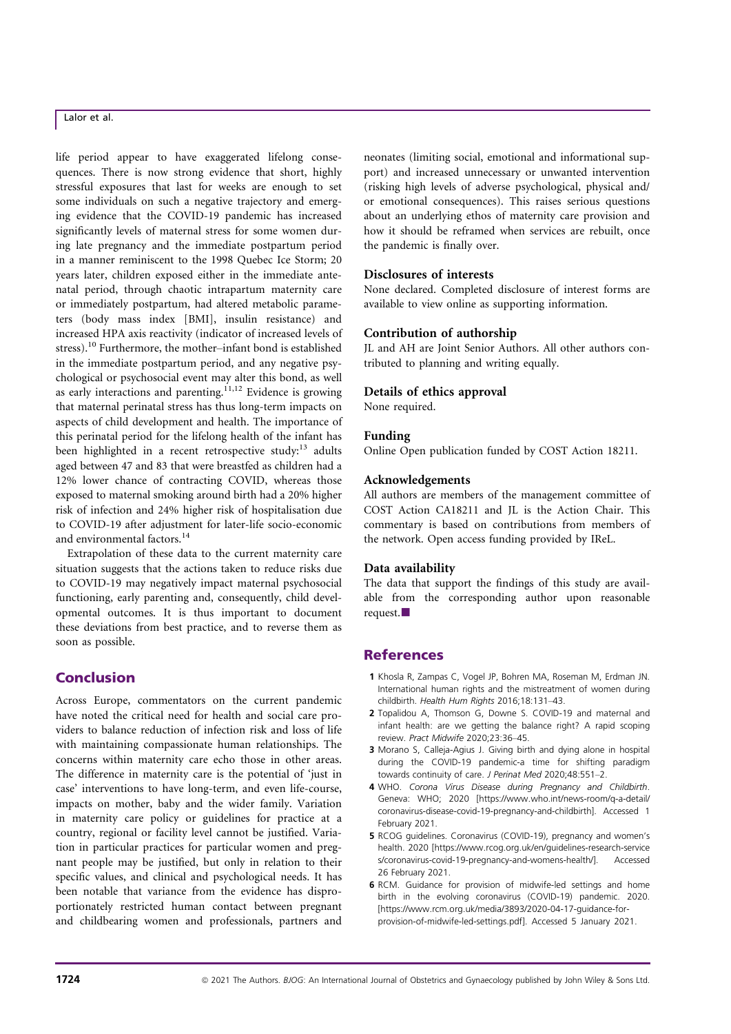life period appear to have exaggerated lifelong consequences. There is now strong evidence that short, highly stressful exposures that last for weeks are enough to set some individuals on such a negative trajectory and emerging evidence that the COVID-19 pandemic has increased significantly levels of maternal stress for some women during late pregnancy and the immediate postpartum period in a manner reminiscent to the 1998 Quebec Ice Storm; 20 years later, children exposed either in the immediate antenatal period, through chaotic intrapartum maternity care or immediately postpartum, had altered metabolic parameters (body mass index [BMI], insulin resistance) and increased HPA axis reactivity (indicator of increased levels of stress).[10] Furthermore, the mother–infant bond is established in the immediate postpartum period, and any negative psychological or psychosocial event may alter this bond, as well as early interactions and parenting.[11,12] Evidence is growing that maternal perinatal stress has thus long-term impacts on aspects of child development and health. The importance of this perinatal period for the lifelong health of the infant has been highlighted in a recent retrospective study:[13] adults aged between 47 and 83 that were breastfed as children had a 12% lower chance of contracting COVID, whereas those exposed to maternal smoking around birth had a 20% higher risk of infection and 24% higher risk of hospitalisation due to COVID-19 after adjustment for later-life socio-economic and environmental factors.[14]

Extrapolation of these data to the current maternity care situation suggests that the actions taken to reduce risks due to COVID-19 may negatively impact maternal psychosocial functioning, early parenting and, consequently, child developmental outcomes. It is thus important to document these deviations from best practice, and to reverse them as soon as possible.

## Conclusion

Across Europe, commentators on the current pandemic have noted the critical need for health and social care providers to balance reduction of infection risk and loss of life with maintaining compassionate human relationships. The concerns within maternity care echo those in other areas. The difference in maternity care is the potential of 'just in case' interventions to have long-term, and even life-course, impacts on mother, baby and the wider family. Variation in maternity care policy or guidelines for practice at a country, regional or facility level cannot be justified. Variation in particular practices for particular women and pregnant people may be justified, but only in relation to their specific values, and clinical and psychological needs. It has been notable that variance from the evidence has disproportionately restricted human contact between pregnant and childbearing women and professionals, partners and neonates (limiting social, emotional and informational support) and increased unnecessary or unwanted intervention (risking high levels of adverse psychological, physical and/or emotional consequences). This raises serious questions about an underlying ethos of maternity care provision and how it should be reframed when services are rebuilt, once the pandemic is finally over.

### Disclosures of interests

None declared. Completed disclosure of interest forms are available to view online as supporting information.

### Contribution of authorship

JL and AH are Joint Senior Authors. All other authors contributed to planning and writing equally.

### Details of ethics approval

None required.

### Funding

Online Open publication funded by COST Action 18211.

### Acknowledgements

All authors are members of the management committee of COST Action CA18211 and JL is the Action Chair. This commentary is based on contributions from members of the network. Open access funding provided by IReL.

### Data availability

The data that support the findings of this study are available from the corresponding author upon reasonable request.■

## References

1. Khosla R, Zampas C, Vogel JP, Bohren MA, Roseman M, Erdman JN. International human rights and the mistreatment of women during childbirth. *Health Hum Rights* 2016;18:131–43.
2. Topalidou A, Thomson G, Downe S. COVID-19 and maternal and infant health: are we getting the balance right? A rapid scoping review. *Pract Midwife* 2020;23:36–45.
3. Morano S, Calleja-Agius J. Giving birth and dying alone in hospital during the COVID-19 pandemic-a time for shifting paradigm towards continuity of care. *J Perinat Med* 2020;48:551–2.
4. WHO. *Corona Virus Disease during Pregnancy and Childbirth*. Geneva: WHO; 2020 [https://www.who.int/news-room/q-a-detail/coronavirus-disease-covid-19-pregnancy-and-childbirth]. Accessed 1 February 2021.
5. RCOG guidelines. Coronavirus (COVID-19), pregnancy and women's health. 2020 [https://www.rcog.org.uk/en/guidelines-research-services/coronavirus-covid-19-pregnancy-and-womens-health/]. Accessed 26 February 2021.
6. RCM. Guidance for provision of midwife-led settings and home birth in the evolving coronavirus (COVID-19) pandemic. 2020. [https://www.rcm.org.uk/media/3893/2020-04-17-guidance-for-provision-of-midwife-led-settings.pdf]. Accessed 5 January 2021.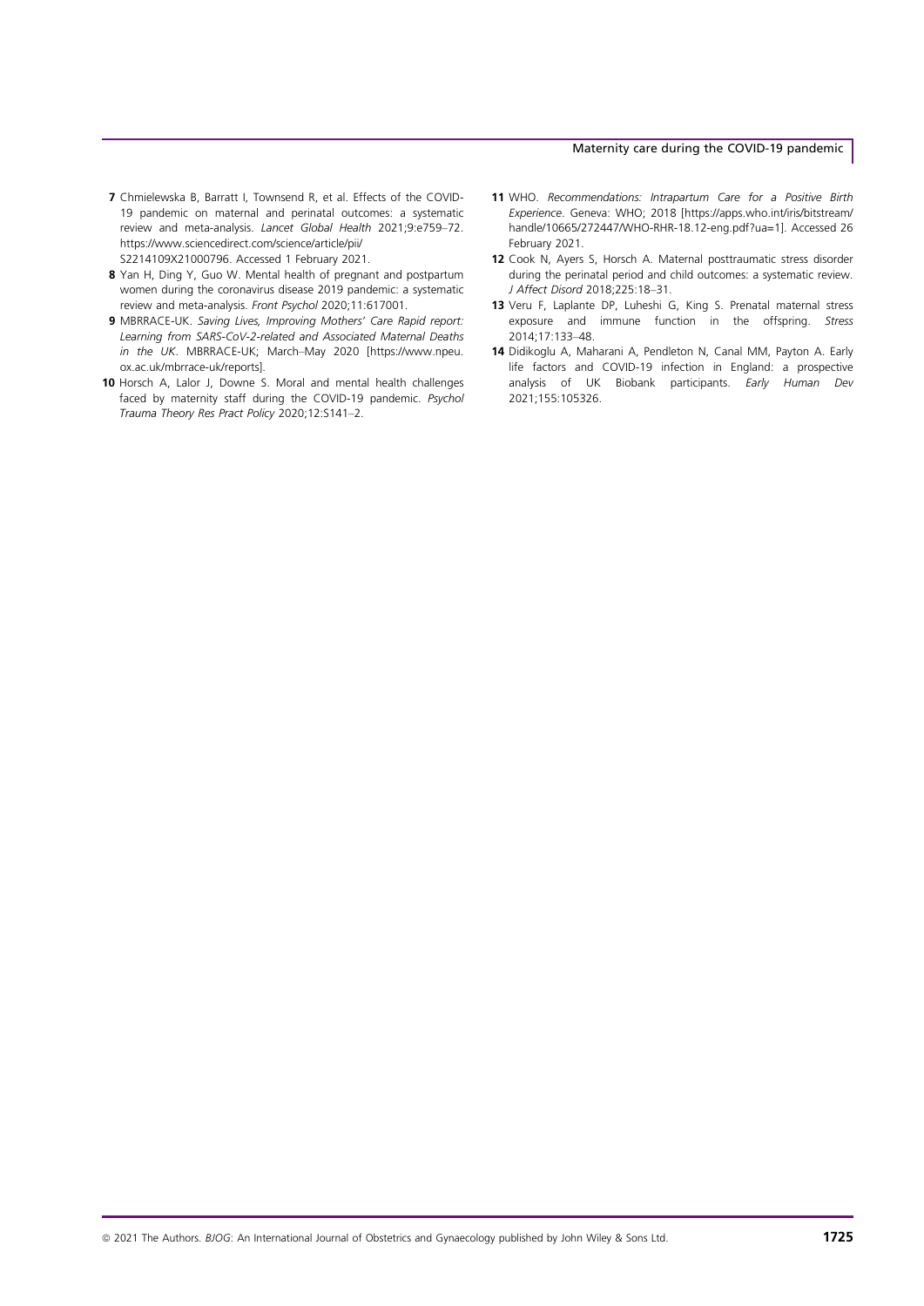7 Chmielewska B, Barratt I, Townsend R, et al. Effects of the COVID-19 pandemic on maternal and perinatal outcomes: a systematic review and meta-analysis. *Lancet Global Health* 2021;9:e759–72. https://www.sciencedirect.com/science/article/pii/S2214109X21000796. Accessed 1 February 2021.

8 Yan H, Ding Y, Guo W. Mental health of pregnant and postpartum women during the coronavirus disease 2019 pandemic: a systematic review and meta-analysis. *Front Psychol* 2020;11:617001.

9 MBRRACE-UK. *Saving Lives, Improving Mothers' Care Rapid report: Learning from SARS-CoV-2-related and Associated Maternal Deaths in the UK*. MBRRACE-UK; March–May 2020 [https://www.npeu.ox.ac.uk/mbrrace-uk/reports].

10 Horsch A, Lalor J, Downe S. Moral and mental health challenges faced by maternity staff during the COVID-19 pandemic. *Psychol Trauma Theory Res Pract Policy* 2020;12:S141–2.

11 WHO. *Recommendations: Intrapartum Care for a Positive Birth Experience*. Geneva: WHO; 2018 [https://apps.who.int/iris/bitstream/handle/10665/272447/WHO-RHR-18.12-eng.pdf?ua=1]. Accessed 26 February 2021.

12 Cook N, Ayers S, Horsch A. Maternal posttraumatic stress disorder during the perinatal period and child outcomes: a systematic review. *J Affect Disord* 2018;225:18–31.

13 Veru F, Laplante DP, Luheshi G, King S. Prenatal maternal stress exposure and immune function in the offspring. *Stress* 2014;17:133–48.

14 Didikoglu A, Maharani A, Pendleton N, Canal MM, Payton A. Early life factors and COVID-19 infection in England: a prospective analysis of UK Biobank participants. *Early Human Dev* 2021;155:105326.